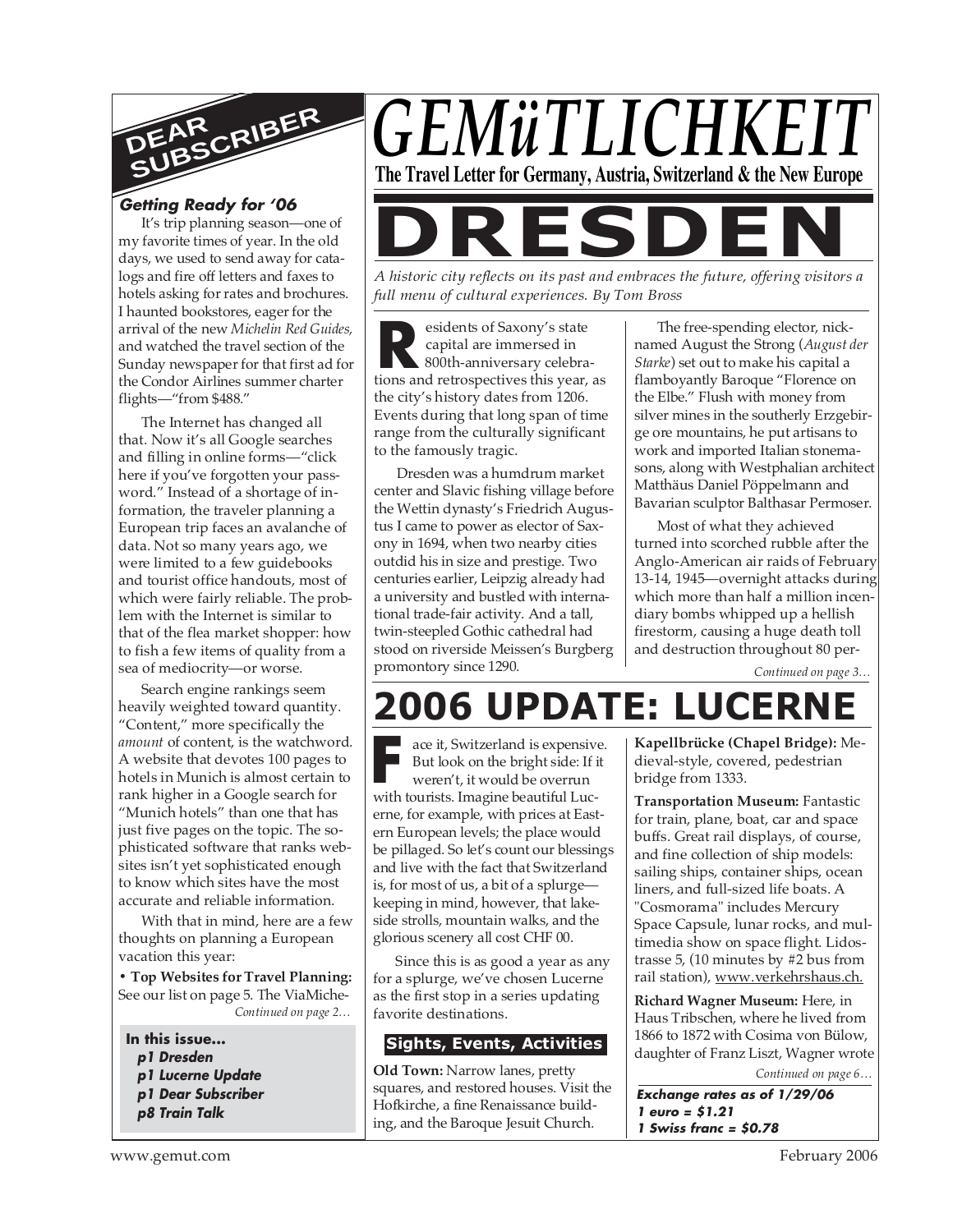# GEMüTLICHKEIT

**The Travel Letter for Germany, Austria, Switzerland & the New Europe**

# DRESDEN

*A historic city reflects on its past and embraces the future, offering visitors a full menu of cultural experiences. By Tom Bross*

Residents of Saxony's state capital are immersed in 800th-anniversary celebrations and retrospectives this year, as the city's history dates from 1206. Events during that long span of time range from the culturally significant to the famously tragic.

Dresden was a humdrum market center and Slavic fishing village before the Wettin dynasty's Friedrich Augustus I came to power as elector of Saxony in 1694, when two nearby cities outdid his in size and prestige. Two centuries earlier, Leipzig already had a university and bustled with international trade-fair activity. And a tall, twin-steepled Gothic cathedral had stood on riverside Meissen's Burgberg promontory since 1290.

The free-spending elector, nicknamed August the Strong (*August der Starke*) set out to make his capital a flamboyantly Baroque "Florence on the Elbe." Flush with money from silver mines in the southerly Erzgebirge ore mountains, he put artisans to work and imported Italian stonemasons, along with Westphalian architect Matthäus Daniel Pöppelmann and Bavarian sculptor Balthasar Permoser.

Most of what they achieved turned into scorched rubble after the Anglo-American air raids of February 13-14, 1945—overnight attacks during which more than half a million incendiary bombs whipped up a hellish firestorm, causing a huge death toll and destruction throughout 80 per-

*Continued on page 3…*

# 2006 UPDATE: LUCERNE

Face it, Switzerland is expensive. But look on the bright side: If it weren't, it would be overrun with tourists. Imagine beautiful Lucerne, for example, with prices at Eastern European levels; the place would be pillaged. So let's count our blessings and live with the fact that Switzerland is, for most of us, a bit of a splurge—keeping in mind, however, that lakeside strolls, mountain walks, and the glorious scenery all cost CHF 00.

Since this is as good a year as any for a splurge, we've chosen Lucerne as the first stop in a series updating favorite destinations.

## Sights, Events, Activities

**Old Town:** Narrow lanes, pretty squares, and restored houses. Visit the Hofkirche, a fine Renaissance building, and the Baroque Jesuit Church.

**Kapellbrücke (Chapel Bridge):** Medieval-style, covered, pedestrian bridge from 1333.

**Transportation Museum:** Fantastic for train, plane, boat, car and space buffs. Great rail displays, of course, and fine collection of ship models: sailing ships, container ships, ocean liners, and full-sized life boats. A "Cosmorama" includes Mercury Space Capsule, lunar rocks, and multimedia show on space flight. Lidostrasse 5, (10 minutes by #2 bus from rail station), www.verkehrshaus.ch.

**Richard Wagner Museum:** Here, in Haus Tribschen, where he lived from 1866 to 1872 with Cosima von Bülow, daughter of Franz Liszt, Wagner wrote

*Continued on page 6…*

**Exchange rates as of 1/29/06**
***1 euro = $1.21***
***1 Swiss franc = $0.78***

## DEAR SUBSCRIBER

### *Getting Ready for '06*

It's trip planning season—one of my favorite times of year. In the old days, we used to send away for catalogs and fire off letters and faxes to hotels asking for rates and brochures. I haunted bookstores, eager for the arrival of the new *Michelin Red Guides*, and watched the travel section of the Sunday newspaper for that first ad for the Condor Airlines summer charter flights—"from $488."

The Internet has changed all that. Now it's all Google searches and filling in online forms—"click here if you've forgotten your password." Instead of a shortage of information, the traveler planning a European trip faces an avalanche of data. Not so many years ago, we were limited to a few guidebooks and tourist office handouts, most of which were fairly reliable. The problem with the Internet is similar to that of the flea market shopper: how to fish a few items of quality from a sea of mediocrity—or worse.

Search engine rankings seem heavily weighted toward quantity. "Content," more specifically the *amount* of content, is the watchword. A website that devotes 100 pages to hotels in Munich is almost certain to rank higher in a Google search for "Munich hotels" than one that has just five pages on the topic. The sophisticated software that ranks websites isn't yet sophisticated enough to know which sites have the most accurate and reliable information.

With that in mind, here are a few thoughts on planning a European vacation this year:

• **Top Websites for Travel Planning:** See our list on page 5. The ViaMiche-

*Continued on page 2…*

**In this issue...**
- ***p1 Dresden***
- ***p1 Lucerne Update***
- ***p1 Dear Subscriber***
- ***p8 Train Talk***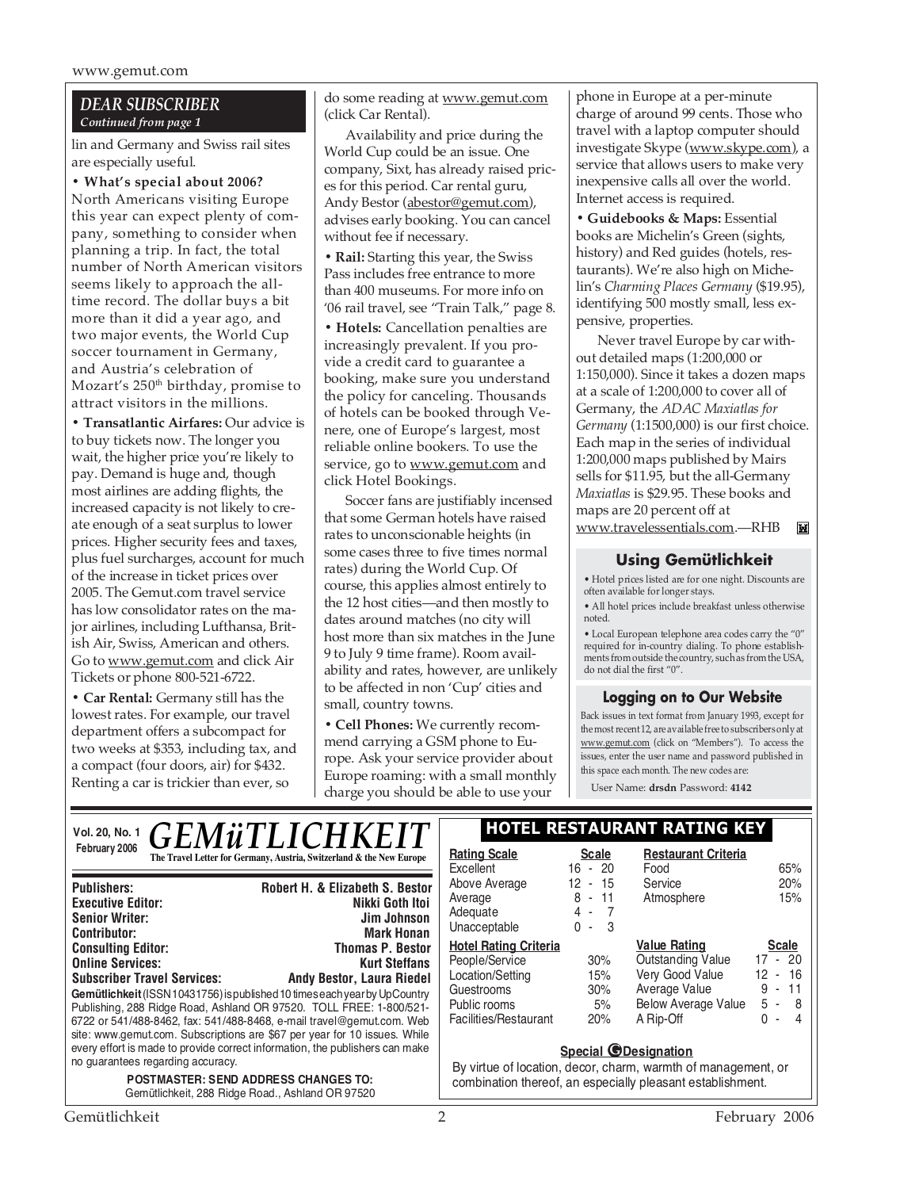## DEAR SUBSCRIBER

*Continued from page 1*

lin and Germany and Swiss rail sites are especially useful.

• **What's special about 2006?** North Americans visiting Europe this year can expect plenty of company, something to consider when planning a trip. In fact, the total number of North American visitors seems likely to approach the all-time record. The dollar buys a bit more than it did a year ago, and two major events, the World Cup soccer tournament in Germany, and Austria's celebration of Mozart's 250th birthday, promise to attract visitors in the millions.

• **Transatlantic Airfares:** Our advice is to buy tickets now. The longer you wait, the higher price you're likely to pay. Demand is huge and, though most airlines are adding flights, the increased capacity is not likely to create enough of a seat surplus to lower prices. Higher security fees and taxes, plus fuel surcharges, account for much of the increase in ticket prices over 2005. The Gemut.com travel service has low consolidator rates on the major airlines, including Lufthansa, British Air, Swiss, American and others. Go to www.gemut.com and click Air Tickets or phone 800-521-6722.

• **Car Rental:** Germany still has the lowest rates. For example, our travel department offers a subcompact for two weeks at $353, including tax, and a compact (four doors, air) for $432. Renting a car is trickier than ever, so do some reading at www.gemut.com (click Car Rental).

Availability and price during the World Cup could be an issue. One company, Sixt, has already raised prices for this period. Car rental guru, Andy Bestor (abestor@gemut.com), advises early booking. You can cancel without fee if necessary.

• **Rail:** Starting this year, the Swiss Pass includes free entrance to more than 400 museums. For more info on '06 rail travel, see "Train Talk," page 8.

• **Hotels:** Cancellation penalties are increasingly prevalent. If you provide a credit card to guarantee a booking, make sure you understand the policy for canceling. Thousands of hotels can be booked through Venere, one of Europe's largest, most reliable online bookers. To use the service, go to www.gemut.com and click Hotel Bookings.

Soccer fans are justifiably incensed that some German hotels have raised rates to unconscionable heights (in some cases three to five times normal rates) during the World Cup. Of course, this applies almost entirely to the 12 host cities—and then mostly to dates around matches (no city will host more than six matches in the June 9 to July 9 time frame). Room availability and rates, however, are unlikely to be affected in non 'Cup' cities and small, country towns.

• **Cell Phones:** We currently recommend carrying a GSM phone to Europe. Ask your service provider about Europe roaming: with a small monthly charge you should be able to use your phone in Europe at a per-minute charge of around 99 cents. Those who travel with a laptop computer should investigate Skype (www.skype.com), a service that allows users to make very inexpensive calls all over the world. Internet access is required.

• **Guidebooks & Maps:** Essential books are Michelin's Green (sights, history) and Red guides (hotels, restaurants). We're also high on Michelin's *Charming Places Germany* ($19.95), identifying 500 mostly small, less expensive, properties.

Never travel Europe by car without detailed maps (1:200,000 or 1:150,000). Since it takes a dozen maps at a scale of 1:200,000 to cover all of Germany, the *ADAC Maxiatlas for Germany* (1:1500,000) is our first choice. Each map in the series of individual 1:200,000 maps published by Mairs sells for $11.95, but the all-Germany *Maxiatlas* is $29.95. These books and maps are 20 percent off at www.travelessentials.com.—RHB

### Using Gemütlichkeit

- Hotel prices listed are for one night. Discounts are often available for longer stays.
- All hotel prices include breakfast unless otherwise noted.
- Local European telephone area codes carry the "0" required for in-country dialing. To phone establishments from outside the country, such as from the USA, do not dial the first "0".

### Logging on to Our Website

Back issues in text format from January 1993, except for the most recent 12, are available free to subscribers only at www.gemut.com (click on "Members"). To access the issues, enter the user name and password published in this space each month. The new codes are:

User Name: **drsdn** Password: **4142**

---

**Vol. 20, No. 1**
**February 2006**

# GEMüTLICHKEIT

**The Travel Letter for Germany, Austria, Switzerland & the New Europe**

| | |
|---|---|
| **Publishers:** | **Robert H. & Elizabeth S. Bestor** |
| **Executive Editor:** | **Nikki Goth Itoi** |
| **Senior Writer:** | **Jim Johnson** |
| **Contributor:** | **Mark Honan** |
| **Consulting Editor:** | **Thomas P. Bestor** |
| **Online Services:** | **Kurt Steffans** |
| **Subscriber Travel Services:** | **Andy Bestor, Laura Riedel** |

**Gemütlichkeit** (ISSN 10431756) is published 10 times each year by UpCountry Publishing, 288 Ridge Road, Ashland OR 97520. TOLL FREE: 1-800/521-6722 or 541/488-8462, fax: 541/488-8468, e-mail travel@gemut.com. Web site: www.gemut.com. Subscriptions are $67 per year for 10 issues. While every effort is made to provide correct information, the publishers can make no guarantees regarding accuracy.

**POSTMASTER: SEND ADDRESS CHANGES TO:**
Gemütlichkeit, 288 Ridge Road., Ashland OR 97520

### HOTEL RESTAURANT RATING KEY

| Rating Scale | Scale |
|---|---|
| Excellent | 16 - 20 |
| Above Average | 12 - 15 |
| Average | 8 - 11 |
| Adequate | 4 - 7 |
| Unacceptable | 0 - 3 |

| Restaurant Criteria | |
|---|---|
| Food | 65% |
| Service | 20% |
| Atmosphere | 15% |

| Hotel Rating Criteria | |
|---|---|
| People/Service | 30% |
| Location/Setting | 15% |
| Guestrooms | 30% |
| Public rooms | 5% |
| Facilities/Restaurant | 20% |

| Value Rating | Scale |
|---|---|
| Outstanding Value | 17 - 20 |
| Very Good Value | 12 - 16 |
| Average Value | 9 - 11 |
| Below Average Value | 5 - 8 |
| A Rip-Off | 0 - 4 |

**Special G Designation**

By virtue of location, decor, charm, warmth of management, or combination thereof, an especially pleasant establishment.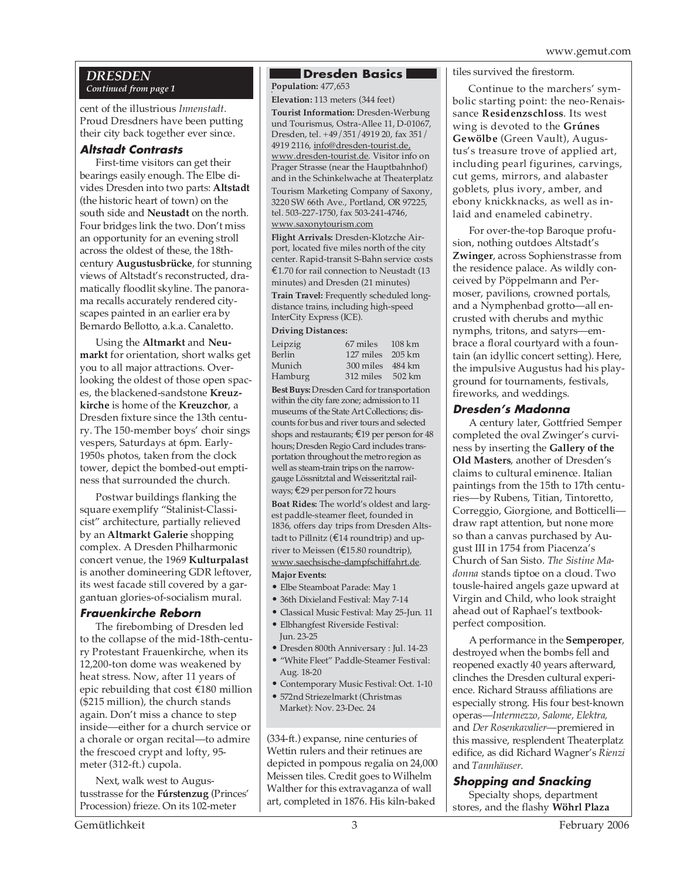## DRESDEN

*Continued from page 1*

cent of the illustrious *Innenstadt*. Proud Dresdners have been putting their city back together ever since.

### Altstadt Contrasts

First-time visitors can get their bearings easily enough. The Elbe divides Dresden into two parts: **Altstadt** (the historic heart of town) on the south side and **Neustadt** on the north. Four bridges link the two. Don't miss an opportunity for an evening stroll across the oldest of these, the 18th-century **Augustusbrücke**, for stunning views of Altstadt's reconstructed, dramatically floodlit skyline. The panorama recalls accurately rendered cityscapes painted in an earlier era by Bernardo Bellotto, a.k.a. Canaletto.

Using the **Altmarkt** and **Neumarkt** for orientation, short walks get you to all major attractions. Overlooking the oldest of those open spaces, the blackened-sandstone **Kreuzkirche** is home of the **Kreuzchor**, a Dresden fixture since the 13th century. The 150-member boys' choir sings vespers, Saturdays at 6pm. Early-1950s photos, taken from the clock tower, depict the bombed-out emptiness that surrounded the church.

Postwar buildings flanking the square exemplify "Stalinist-Classicist" architecture, partially relieved by an **Altmarkt Galerie** shopping complex. A Dresden Philharmonic concert venue, the 1969 **Kulturpalast** is another domineering GDR leftover, its west facade still covered by a gargantuan glories-of-socialism mural.

### Frauenkirche Reborn

The firebombing of Dresden led to the collapse of the mid-18th-century Protestant Frauenkirche, when its 12,200-ton dome was weakened by heat stress. Now, after 11 years of epic rebuilding that cost €180 million ($215 million), the church stands again. Don't miss a chance to step inside—either for a church service or a chorale or organ recital—to admire the frescoed crypt and lofty, 95-meter (312-ft.) cupola.

Next, walk west to Augustusstrasse for the **Fúrstenzug** (Princes' Procession) frieze. On its 102-meter (334-ft.) expanse, nine centuries of Wettin rulers and their retinues are depicted in pompous regalia on 24,000 Meissen tiles. Credit goes to Wilhelm Walther for this extravaganza of wall art, completed in 1876. His kiln-baked tiles survived the firestorm.

Continue to the marchers' symbolic starting point: the neo-Renaissance **Residenzschloss**. Its west wing is devoted to the **Grúnes Gewölbe** (Green Vault), Augustus's treasure trove of applied art, including pearl figurines, carvings, cut gems, mirrors, and alabaster goblets, plus ivory, amber, and ebony knickknacks, as well as inlaid and enameled cabinetry.

For over-the-top Baroque profusion, nothing outdoes Altstadt's **Zwinger**, across Sophienstrasse from the residence palace. As wildly conceived by Pöppelmann and Permoser, pavilions, crowned portals, and a Nymphenbad grotto—all encrusted with cherubs and mythic nymphs, tritons, and satyrs—embrace a floral courtyard with a fountain (an idyllic concert setting). Here, the impulsive Augustus had his playground for tournaments, festivals, fireworks, and weddings.

### Dresden's Madonna

A century later, Gottfried Semper completed the oval Zwinger's curviness by inserting the **Gallery of the Old Masters**, another of Dresden's claims to cultural eminence. Italian paintings from the 15th to 17th centuries—by Rubens, Titian, Tintoretto, Correggio, Giorgione, and Botticelli—draw rapt attention, but none more so than a canvas purchased by August III in 1754 from Piacenza's Church of San Sisto. *The Sistine Madonna* stands tiptoe on a cloud. Two tousle-haired angels gaze upward at Virgin and Child, who look straight ahead out of Raphael's textbook-perfect composition.

A performance in the **Semperoper**, destroyed when the bombs fell and reopened exactly 40 years afterward, clinches the Dresden cultural experience. Richard Strauss affiliations are especially strong. His four best-known operas—*Intermezzo, Salome, Elektra,* and *Der Rosenkavalier*—premiered in this massive, resplendent Theaterplatz edifice, as did Richard Wagner's *Rienzi* and *Tannhäuser.*

### Shopping and Snacking

Specialty shops, department stores, and the flashy **Wöhrl Plaza**

---

## Dresden Basics

**Population:** 477,653

**Elevation:** 113 meters (344 feet)

**Tourist Information:** Dresden-Werbung und Tourismus, Ostra-Allee 11, D-01067, Dresden, tel. +49/351/4919 20, fax 351/4919 2116, info@dresden-tourist.de, www.dresden-tourist.de. Visitor info on Prager Strasse (near the Hauptbahnhof) and in the Schinkelwache at Theaterplatz

Tourism Marketing Company of Saxony, 3220 SW 66th Ave., Portland, OR 97225, tel. 503-227-1750, fax 503-241-4746, www.saxonytourism.com

**Flight Arrivals:** Dresden-Klotzche Airport, located five miles north of the city center. Rapid-transit S-Bahn service costs €1.70 for rail connection to Neustadt (13 minutes) and Dresden (21 minutes)

**Train Travel:** Frequently scheduled long-distance trains, including high-speed InterCity Express (ICE).

**Driving Distances:**

| | | |
|---|---|---|
| Leipzig | 67 miles | 108 km |
| Berlin | 127 miles | 205 km |
| Munich | 300 miles | 484 km |
| Hamburg | 312 miles | 502 km |

**Best Buys:** Dresden Card for transportation within the city fare zone; admission to 11 museums of the State Art Collections; discounts for bus and river tours and selected shops and restaurants; €19 per person for 48 hours; Dresden Regio Card includes transportation throughout the metro region as well as steam-train trips on the narrow-gauge Lössnitztal and Weisseritztal railways; €29 per person for 72 hours

**Boat Rides:** The world's oldest and largest paddle-steamer fleet, founded in 1836, offers day trips from Dresden Altstadt to Pillnitz (€14 roundtrip) and upriver to Meissen (€15.80 roundtrip), www.saechsische-dampfschiffahrt.de.

**Major Events:**

- Elbe Steamboat Parade: May 1
- 36th Dixieland Festival: May 7-14
- Classical Music Festival: May 25-Jun. 11
- Elbhangfest Riverside Festival: Jun. 23-25
- Dresden 800th Anniversary : Jul. 14-23
- "White Fleet" Paddle-Steamer Festival: Aug. 18-20
- Contemporary Music Festival: Oct. 1-10
- 572nd Striezelmarkt (Christmas Market): Nov. 23-Dec. 24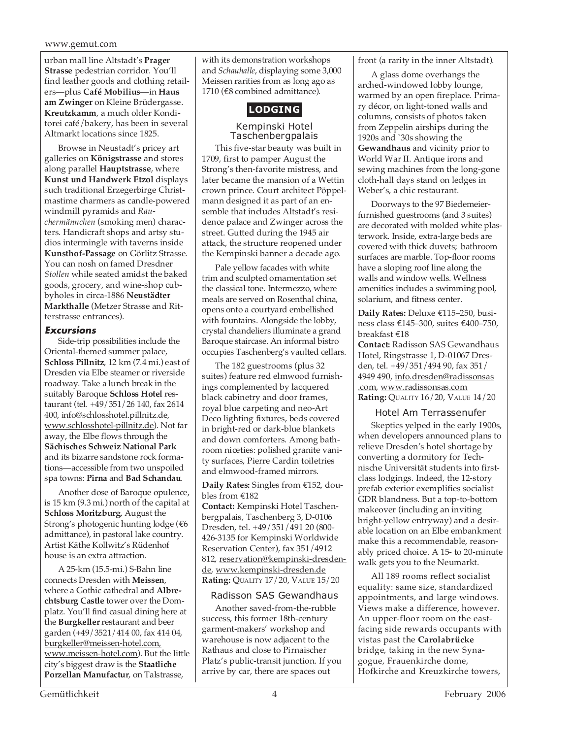urban mall line Altstadt's **Prager Strasse** pedestrian corridor. You'll find leather goods and clothing retailers—plus **Café Mobilius**—in **Haus am Zwinger** on Kleine Brüdergasse. **Kreutzkamm**, a much older Konditorei café/bakery, has been in several Altmarkt locations since 1825.

Browse in Neustadt's pricey art galleries on **Königstrasse** and stores along parallel **Hauptstrasse**, where **Kunst und Handwerk Etzol** displays such traditional Erzegerbirge Christmastime charmers as candle-powered windmill pyramids and *Rauchermännchen* (smoking men) characters. Handicraft shops and artsy studios intermingle with taverns inside **Kunsthof-Passage** on Görlitz Strasse. You can nosh on famed Dresdner *Stollen* while seated amidst the baked goods, grocery, and wine-shop cubbyholes in circa-1886 **Neustädter Markthalle** (Metzer Strasse and Ritterstrasse entrances).

### Excursions

Side-trip possibilities include the Oriental-themed summer palace, **Schloss Pillnitz**, 12 km (7.4 mi.) east of Dresden via Elbe steamer or riverside roadway. Take a lunch break in the suitably Baroque **Schloss Hotel** restaurant (tel. +49/351/26 140, fax 2614 400, info@schlosshotel.pillnitz.de, www.schlosshotel-pillnitz.de). Not far away, the Elbe flows through the **Sächisches Schweiz National Park** and its bizarre sandstone rock formations—accessible from two unspoiled spa towns: **Pirna** and **Bad Schandau**.

Another dose of Baroque opulence, is 15 km (9.3 mi.) north of the capital at **Schloss Moritzburg,** August the Strong's photogenic hunting lodge (€6 admittance), in pastoral lake country. Artist Käthe Kollwitz's Rüdenhof house is an extra attraction.

A 25-km (15.5-mi.) S-Bahn line connects Dresden with **Meissen**, where a Gothic cathedral and **Albrechtsburg Castle** tower over the Domplatz. You'll find casual dining here at the **Burgkeller** restaurant and beer garden (+49/3521/414 00, fax 414 04, burgkeller@meissen-hotel.com, www.meissen-hotel.com). But the little city's biggest draw is the **Staatliche Porzellan Manufactur**, on Talstrasse, with its demonstration workshops and *Schauhalle*, displaying some 3,000 Meissen rarities from as long ago as 1710 (€8 combined admittance).

## LODGING

### Kempinski Hotel Taschenbergpalais

This five-star beauty was built in 1709, first to pamper August the Strong's then-favorite mistress, and later became the mansion of a Wettin crown prince. Court architect Pöppelmann designed it as part of an ensemble that includes Altstadt's residence palace and Zwinger across the street. Gutted during the 1945 air attack, the structure reopened under the Kempinski banner a decade ago.

Pale yellow facades with white trim and sculpted ornamentation set the classical tone. Intermezzo, where meals are served on Rosenthal china, opens onto a courtyard embellished with fountains. Alongside the lobby, crystal chandeliers illuminate a grand Baroque staircase. An informal bistro occupies Taschenberg's vaulted cellars.

The 182 guestrooms (plus 32 suites) feature red elmwood furnishings complemented by lacquered black cabinetry and door frames, royal blue carpeting and neo-Art Deco lighting fixtures, beds covered in bright-red or dark-blue blankets and down comforters. Among bathroom niceties: polished granite vanity surfaces, Pierre Cardin toiletries and elmwood-framed mirrors.

**Daily Rates:** Singles from €152, doubles from €182
**Contact:** Kempinski Hotel Taschenbergpalais, Taschenberg 3, D-0106 Dresden, tel. +49/351/491 20 (800-426-3135 for Kempinski Worldwide Reservation Center), fax 351/4912 812, reservation@kempinski-dresden-de, www.kempinski-dresden.de
**Rating:** QUALITY 17/20, VALUE 15/20

### Radisson SAS Gewandhaus

Another saved-from-the-rubble success, this former 18th-century garment-makers' workshop and warehouse is now adjacent to the Rathaus and close to Pirnaischer Platz's public-transit junction. If you arrive by car, there are spaces out front (a rarity in the inner Altstadt).

A glass dome overhangs the arched-windowed lobby lounge, warmed by an open fireplace. Primary décor, on light-toned walls and columns, consists of photos taken from Zeppelin airships during the 1920s and `30s showing the **Gewandhaus** and vicinity prior to World War II. Antique irons and sewing machines from the long-gone cloth-hall days stand on ledges in Weber's, a chic restaurant.

Doorways to the 97 Biedemeier-furnished guestrooms (and 3 suites) are decorated with molded white plasterwork. Inside, extra-large beds are covered with thick duvets; bathroom surfaces are marble. Top-floor rooms have a sloping roof line along the walls and window wells. Wellness amenities includes a swimming pool, solarium, and fitness center.

**Daily Rates:** Deluxe €115–250, business class €145–300, suites €400–750, breakfast €18
**Contact:** Radisson SAS Gewandhaus Hotel, Ringstrasse 1, D-01067 Dresden, tel. +49/351/494 90, fax 351/4949 490, info.dresden@radissonsas.com, www.radissonsas.com
**Rating:** QUALITY 16/20, VALUE 14/20

### Hotel Am Terrassenufer

Skeptics yelped in the early 1900s, when developers announced plans to relieve Dresden's hotel shortage by converting a dormitory for Technische Universität students into first-class lodgings. Indeed, the 12-story prefab exterior exemplifies socialist GDR blandness. But a top-to-bottom makeover (including an inviting bright-yellow entryway) and a desirable location on an Elbe embankment make this a recommendable, reasonably priced choice. A 15- to 20-minute walk gets you to the Neumarkt.

All 189 rooms reflect socialist equality: same size, standardized appointments, and large windows. Views make a difference, however. An upper-floor room on the east-facing side rewards occupants with vistas past the **Carolabrücke** bridge, taking in the new Synagogue, Frauenkirche dome, Hofkirche and Kreuzkirche towers,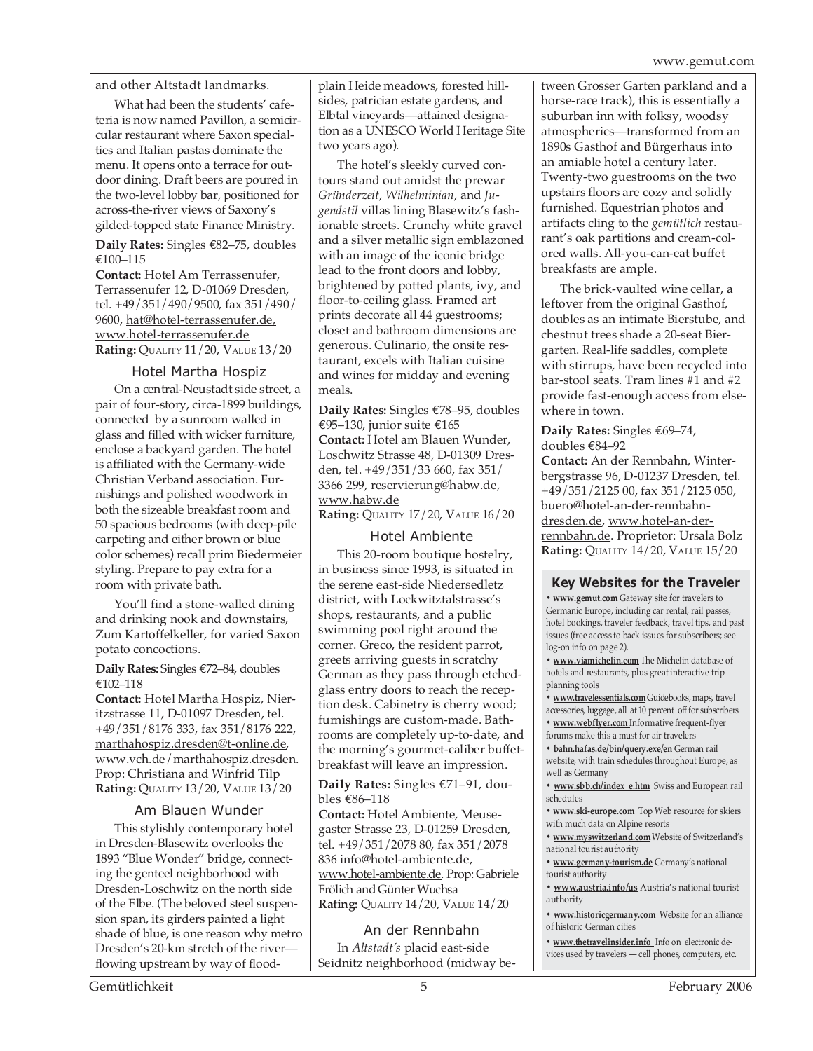and other Altstadt landmarks.

What had been the students' cafeteria is now named Pavillon, a semicircular restaurant where Saxon specialties and Italian pastas dominate the menu. It opens onto a terrace for outdoor dining. Draft beers are poured in the two-level lobby bar, positioned for across-the-river views of Saxony's gilded-topped state Finance Ministry.

**Daily Rates:** Singles €82–75, doubles €100–115

**Contact:** Hotel Am Terrassenufer, Terrassenufer 12, D-01069 Dresden, tel. +49/351/490/9500, fax 351/490/9600, hat@hotel-terrassenufer.de, www.hotel-terrassenufer.de

**Rating:** Quality 11/20, Value 13/20

### Hotel Martha Hospiz

On a central-Neustadt side street, a pair of four-story, circa-1899 buildings, connected by a sunroom walled in glass and filled with wicker furniture, enclose a backyard garden. The hotel is affiliated with the Germany-wide Christian Verband association. Furnishings and polished woodwork in both the sizeable breakfast room and 50 spacious bedrooms (with deep-pile carpeting and either brown or blue color schemes) recall prim Biedermeier styling. Prepare to pay extra for a room with private bath.

You'll find a stone-walled dining and drinking nook and downstairs, Zum Kartoffelkeller, for varied Saxon potato concoctions.

**Daily Rates:** Singles €72–84, doubles €102–118

**Contact:** Hotel Martha Hospiz, Nieritzstrasse 11, D-01097 Dresden, tel. +49/351/8176 333, fax 351/8176 222, marthahospiz.dresden@t-online.de, www.vch.de/marthahospiz.dresden. Prop: Christiana and Winfrid Tilp

**Rating:** Quality 13/20, Value 13/20

### Am Blauen Wunder

This stylishly contemporary hotel in Dresden-Blasewitz overlooks the 1893 "Blue Wonder" bridge, connecting the genteel neighborhood with Dresden-Loschwitz on the north side of the Elbe. (The beloved steel suspension span, its girders painted a light shade of blue, is one reason why metro Dresden's 20-km stretch of the river—flowing upstream by way of floodplain Heide meadows, forested hillsides, patrician estate gardens, and Elbtal vineyards—attained designation as a UNESCO World Heritage Site two years ago).

The hotel's sleekly curved contours stand out amidst the prewar *Gründerzeit*, *Wilhelminian*, and *Jugendstil* villas lining Blasewitz's fashionable streets. Crunchy white gravel and a silver metallic sign emblazoned with an image of the iconic bridge lead to the front doors and lobby, brightened by potted plants, ivy, and floor-to-ceiling glass. Framed art prints decorate all 44 guestrooms; closet and bathroom dimensions are generous. Culinario, the onsite restaurant, excels with Italian cuisine and wines for midday and evening meals.

**Daily Rates:** Singles €78–95, doubles €95–130, junior suite €165

**Contact:** Hotel am Blauen Wunder, Loschwitz Strasse 48, D-01309 Dresden, tel. +49/351/33 660, fax 351/3366 299, reservierung@habw.de, www.habw.de

**Rating:** Quality 17/20, Value 16/20

### Hotel Ambiente

This 20-room boutique hostelry, in business since 1993, is situated in the serene east-side Niedersedletz district, with Lockwitztalstrasse's shops, restaurants, and a public swimming pool right around the corner. Greco, the resident parrot, greets arriving guests in scratchy German as they pass through etched-glass entry doors to reach the reception desk. Cabinetry is cherry wood; furnishings are custom-made. Bathrooms are completely up-to-date, and the morning's gourmet-caliber buffet-breakfast will leave an impression.

**Daily Rates:** Singles €71–91, doubles €86–118

**Contact:** Hotel Ambiente, Meusegaster Strasse 23, D-01259 Dresden, tel. +49/351/2078 80, fax 351/2078 836 info@hotel-ambiente.de, www.hotel-ambiente.de. Prop: Gabriele Frölich and Günter Wuchsa

**Rating:** Quality 14/20, Value 14/20

### An der Rennbahn

In *Altstadt's* placid east-side Seidnitz neighborhood (midway between Grosser Garten parkland and a horse-race track), this is essentially a suburban inn with folksy, woodsy atmospherics—transformed from an 1890s Gasthof and Bürgerhaus into an amiable hotel a century later. Twenty-two guestrooms on the two upstairs floors are cozy and solidly furnished. Equestrian photos and artifacts cling to the *gemütlich* restaurant's oak partitions and cream-colored walls. All-you-can-eat buffet breakfasts are ample.

The brick-vaulted wine cellar, a leftover from the original Gasthof, doubles as an intimate Bierstube, and chestnut trees shade a 20-seat Biergarten. Real-life saddles, complete with stirrups, have been recycled into bar-stool seats. Tram lines #1 and #2 provide fast-enough access from elsewhere in town.

**Daily Rates:** Singles €69–74, doubles €84–92

**Contact:** An der Rennbahn, Winterbergstrasse 96, D-01237 Dresden, tel. +49/351/2125 00, fax 351/2125 050, buero@hotel-an-der-rennbahn-dresden.de, www.hotel-an-der-rennbahn.de. Proprietor: Ursala Bolz

**Rating:** Quality 14/20, Value 15/20

### Key Websites for the Traveler

- **www.gemut.com** Gateway site for travelers to Germanic Europe, including car rental, rail passes, hotel bookings, traveler feedback, travel tips, and past issues (free access to back issues for subscribers; see log-on info on page 2).
- **www.viamichelin.com** The Michelin database of hotels and restaurants, plus great interactive trip planning tools
- **www.travelessentials.com** Guidebooks, maps, travel accessories, luggage, all at 10 percent off for subscribers
- **www.webflyer.com** Informative frequent-flyer forums make this a must for air travelers
- **bahn.hafas.de/bin/query.exe/en** German rail website, with train schedules throughout Europe, as well as Germany
- **www.sbb.ch/index_e.htm** Swiss and European rail schedules
- **www.ski-europe.com** Top Web resource for skiers with much data on Alpine resorts
- **www.myswitzerland.com** Website of Switzerland's national tourist authority
- **www.germany-tourism.de** Germany's national tourist authority
- **www.austria.info/us** Austria's national tourist authority
- **www.historicgermany.com** Website for an alliance of historic German cities
- **www.thetravelinsider.info** Info on electronic devices used by travelers — cell phones, computers, etc.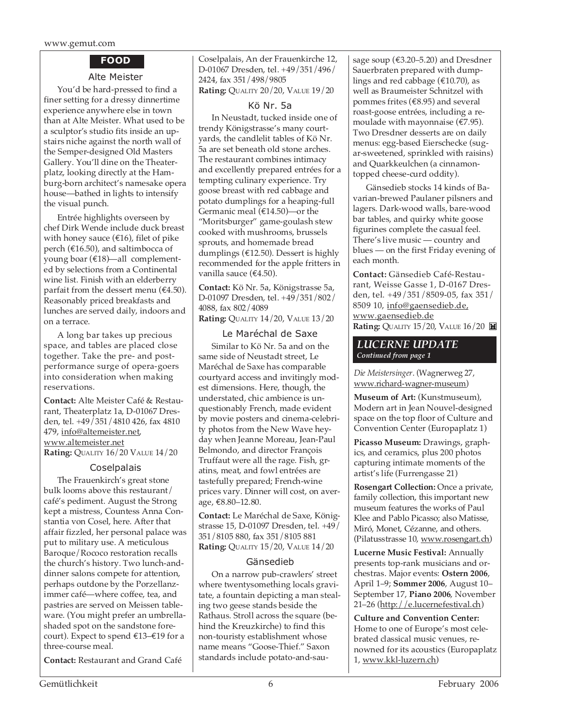## FOOD

### Alte Meister

You'd be hard-pressed to find a finer setting for a dressy dinnertime experience anywhere else in town than at Alte Meister. What used to be a sculptor's studio fits inside an upstairs niche against the north wall of the Semper-designed Old Masters Gallery. You'll dine on the Theaterplatz, looking directly at the Hamburg-born architect's namesake opera house—bathed in lights to intensify the visual punch.

Entrée highlights overseen by chef Dirk Wende include duck breast with honey sauce (€16), filet of pike perch (€16.50), and saltimbocca of young boar (€18)—all complemented by selections from a Continental wine list. Finish with an elderberry parfait from the dessert menu (€4.50). Reasonably priced breakfasts and lunches are served daily, indoors and on a terrace.

A long bar takes up precious space, and tables are placed close together. Take the pre- and post-performance surge of opera-goers into consideration when making reservations.

**Contact:** Alte Meister Café & Restaurant, Theaterplatz 1a, D-01067 Dresden, tel. +49/351/4810 426, fax 4810 479, info@altemeister.net, www.altemeister.net
**Rating:** QUALITY 16/20 VALUE 14/20

### Coselpalais

The Frauenkirch's great stone bulk looms above this restaurant/café's pediment. August the Strong kept a mistress, Countess Anna Constantia von Cosel, here. After that affair fizzled, her personal palace was put to military use. A meticulous Baroque/Rococo restoration recalls the church's history. Two lunch-and-dinner salons compete for attention, perhaps outdone by the Porzellanzimmer café—where coffee, tea, and pastries are served on Meissen tableware. (You might prefer an umbrella-shaded spot on the sandstone forecourt). Expect to spend €13–€19 for a three-course meal.

**Contact:** Restaurant and Grand Café Coselpalais, An der Frauenkirche 12, D-01067 Dresden, tel. +49/351/496/2424, fax 351/498/9805
**Rating:** QUALITY 20/20, VALUE 19/20

### Kö Nr. 5a

In Neustadt, tucked inside one of trendy Königstrasse's many courtyards, the candlelit tables of Kö Nr. 5a are set beneath old stone arches. The restaurant combines intimacy and excellently prepared entrées for a tempting culinary experience. Try goose breast with red cabbage and potato dumplings for a heaping-full Germanic meal (€14.50)—or the "Moritsburger" game-goulash stew cooked with mushrooms, brussels sprouts, and homemade bread dumplings (€12.50). Dessert is highly recommended for the apple fritters in vanilla sauce (€4.50).

**Contact:** Kö Nr. 5a, Königstrasse 5a, D-01097 Dresden, tel. +49/351/802/4088, fax 802/4089
**Rating:** QUALITY 14/20, VALUE 13/20

### Le Maréchal de Saxe

Similar to Kö Nr. 5a and on the same side of Neustadt street, Le Maréchal de Saxe has comparable courtyard access and invitingly modest dimensions. Here, though, the understated, chic ambience is unquestionably French, made evident by movie posters and cinema-celebrity photos from the New Wave heyday when Jeanne Moreau, Jean-Paul Belmondo, and director François Truffaut were all the rage. Fish, gratins, meat, and fowl entrées are tastefully prepared; French-wine prices vary. Dinner will cost, on average, €8.80–12.80.

**Contact:** Le Maréchal de Saxe, Königstrasse 15, D-01097 Dresden, tel. +49/351/8105 880, fax 351/8105 881
**Rating:** QUALITY 15/20, VALUE 14/20

### Gänsedieb

On a narrow pub-crawlers' street where twentysomething locals gravitate, a fountain depicting a man stealing two geese stands beside the Rathaus. Stroll across the square (behind the Kreuzkirche) to find this non-touristy establishment whose name means "Goose-Thief." Saxon standards include potato-and-sausage soup (€3.20–5.20) and Dresdner Sauerbraten prepared with dumplings and red cabbage (€10.70), as well as Braumeister Schnitzel with pommes frites (€8.95) and several roast-goose entrées, including a remoulade with mayonnaise (€7.95). Two Dresdner desserts are on daily menus: egg-based Eierschecke (sugar-sweetened, sprinkled with raisins) and Quarkkeulchen (a cinnamon-topped cheese-curd oddity).

Gänsedieb stocks 14 kinds of Bavarian-brewed Paulaner pilsners and lagers. Dark-wood walls, bare-wood bar tables, and quirky white goose figurines complete the casual feel. There's live music — country and blues — on the first Friday evening of each month.

**Contact:** Gänsedieb Café-Restaurant, Weisse Gasse 1, D-0167 Dresden, tel. +49/351/8509-05, fax 351/8509 10, info@gaensedieb.de, www.gaensedieb.de
**Rating:** QUALITY 15/20, VALUE 16/20

## *LUCERNE UPDATE*

*Continued from page 1*

*Die Meistersinger*. (Wagnerweg 27, www.richard-wagner-museum)

**Museum of Art:** (Kunstmuseum), Modern art in Jean Nouvel-designed space on the top floor of Culture and Convention Center (Europaplatz 1)

**Picasso Museum:** Drawings, graphics, and ceramics, plus 200 photos capturing intimate moments of the artist's life (Furrengasse 21)

**Rosengart Collection:** Once a private, family collection, this important new museum features the works of Paul Klee and Pablo Picasso; also Matisse, Miró, Monet, Cézanne, and others. (Pilatusstrasse 10, www.rosengart.ch)

**Lucerne Music Festival:** Annually presents top-rank musicians and orchestras. Major events: **Ostern 2006**, April 1–9; **Sommer 2006**, August 10–September 17, **Piano 2006**, November 21–26 (http://e.lucernefestival.ch)

**Culture and Convention Center:** Home to one of Europe's most celebrated classical music venues, renowned for its acoustics (Europaplatz 1, www.kkl-luzern.ch)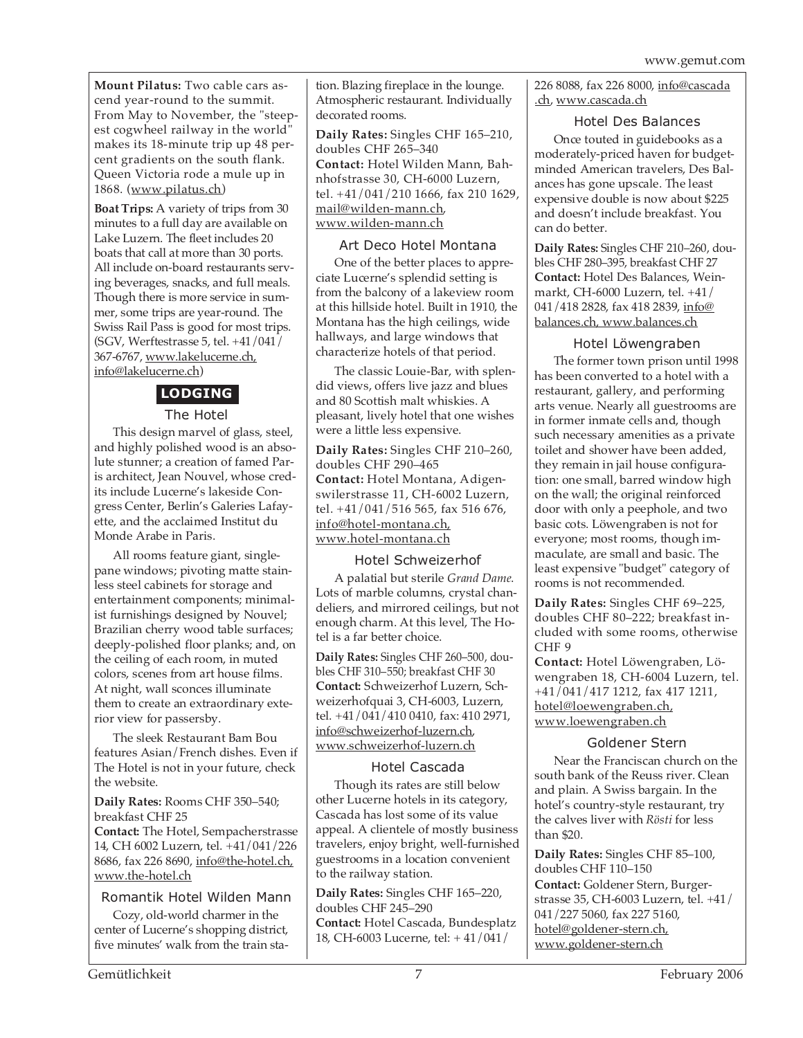**Mount Pilatus:** Two cable cars ascend year-round to the summit. From May to November, the "steepest cogwheel railway in the world" makes its 18-minute trip up 48 percent gradients on the south flank. Queen Victoria rode a mule up in 1868. (www.pilatus.ch)

**Boat Trips:** A variety of trips from 30 minutes to a full day are available on Lake Luzern. The fleet includes 20 boats that call at more than 30 ports. All include on-board restaurants serving beverages, snacks, and full meals. Though there is more service in summer, some trips are year-round. The Swiss Rail Pass is good for most trips. (SGV, Werftestrasse 5, tel. +41/041/367-6767, www.lakelucerne.ch, info@lakelucerne.ch)

## LODGING

### The Hotel

This design marvel of glass, steel, and highly polished wood is an absolute stunner; a creation of famed Paris architect, Jean Nouvel, whose credits include Lucerne's lakeside Congress Center, Berlin's Galeries Lafayette, and the acclaimed Institut du Monde Arabe in Paris.

All rooms feature giant, single-pane windows; pivoting matte stainless steel cabinets for storage and entertainment components; minimalist furnishings designed by Nouvel; Brazilian cherry wood table surfaces; deeply-polished floor planks; and, on the ceiling of each room, in muted colors, scenes from art house films. At night, wall sconces illuminate them to create an extraordinary exterior view for passersby.

The sleek Restaurant Bam Bou features Asian/French dishes. Even if The Hotel is not in your future, check the website.

**Daily Rates:** Rooms CHF 350–540; breakfast CHF 25
**Contact:** The Hotel, Sempacherstrasse 14, CH 6002 Luzern, tel. +41/041/226 8686, fax 226 8690, info@the-hotel.ch, www.the-hotel.ch

### Romantik Hotel Wilden Mann

Cozy, old-world charmer in the center of Lucerne's shopping district, five minutes' walk from the train station. Blazing fireplace in the lounge. Atmospheric restaurant. Individually decorated rooms.

**Daily Rates:** Singles CHF 165–210, doubles CHF 265–340
**Contact:** Hotel Wilden Mann, Bahnhofstrasse 30, CH-6000 Luzern, tel. +41/041/210 1666, fax 210 1629, mail@wilden-mann.ch, www.wilden-mann.ch

### Art Deco Hotel Montana

One of the better places to appreciate Lucerne's splendid setting is from the balcony of a lakeview room at this hillside hotel. Built in 1910, the Montana has the high ceilings, wide hallways, and large windows that characterize hotels of that period.

The classic Louie-Bar, with splendid views, offers live jazz and blues and 80 Scottish malt whiskies. A pleasant, lively hotel that one wishes were a little less expensive.

**Daily Rates:** Singles CHF 210–260, doubles CHF 290–465
**Contact:** Hotel Montana, Adigenswilerstrasse 11, CH-6002 Luzern, tel. +41/041/516 565, fax 516 676, info@hotel-montana.ch, www.hotel-montana.ch

### Hotel Schweizerhof

A palatial but sterile *Grand Dame*. Lots of marble columns, crystal chandeliers, and mirrored ceilings, but not enough charm. At this level, The Hotel is a far better choice.

**Daily Rates:** Singles CHF 260–500, doubles CHF 310–550; breakfast CHF 30
**Contact:** Schweizerhof Luzern, Schweizerhofquai 3, CH-6003, Luzern, tel. +41/041/410 0410, fax: 410 2971, info@schweizerhof-luzern.ch, www.schweizerhof-luzern.ch

### Hotel Cascada

Though its rates are still below other Lucerne hotels in its category, Cascada has lost some of its value appeal. A clientele of mostly business travelers, enjoy bright, well-furnished guestrooms in a location convenient to the railway station.

**Daily Rates:** Singles CHF 165–220, doubles CHF 245–290
**Contact:** Hotel Cascada, Bundesplatz 18, CH-6003 Lucerne, tel: + 41/041/226 8088, fax 226 8000, info@cascada.ch, www.cascada.ch

### Hotel Des Balances

Once touted in guidebooks as a moderately-priced haven for budget-minded American travelers, Des Balances has gone upscale. The least expensive double is now about $225 and doesn't include breakfast. You can do better.

**Daily Rates:** Singles CHF 210–260, doubles CHF 280–395, breakfast CHF 27
**Contact:** Hotel Des Balances, Weinmarkt, CH-6000 Luzern, tel. +41/041/418 2828, fax 418 2839, info@balances.ch, www.balances.ch

### Hotel Löwengraben

The former town prison until 1998 has been converted to a hotel with a restaurant, gallery, and performing arts venue. Nearly all guestrooms are in former inmate cells and, though such necessary amenities as a private toilet and shower have been added, they remain in jail house configuration: one small, barred window high on the wall; the original reinforced door with only a peephole, and two basic cots. Löwengraben is not for everyone; most rooms, though immaculate, are small and basic. The least expensive "budget" category of rooms is not recommended.

**Daily Rates:** Singles CHF 69–225, doubles CHF 80–222; breakfast included with some rooms, otherwise CHF 9
**Contact:** Hotel Löwengraben, Löwengraben 18, CH-6004 Luzern, tel. +41/041/417 1212, fax 417 1211, hotel@loewengraben.ch, www.loewengraben.ch

### Goldener Stern

Near the Franciscan church on the south bank of the Reuss river. Clean and plain. A Swiss bargain. In the hotel's country-style restaurant, try the calves liver with *Rösti* for less than $20.

**Daily Rates:** Singles CHF 85–100, doubles CHF 110–150
**Contact:** Goldener Stern, Burgerstrasse 35, CH-6003 Luzern, tel. +41/041/227 5060, fax 227 5160, hotel@goldener-stern.ch, www.goldener-stern.ch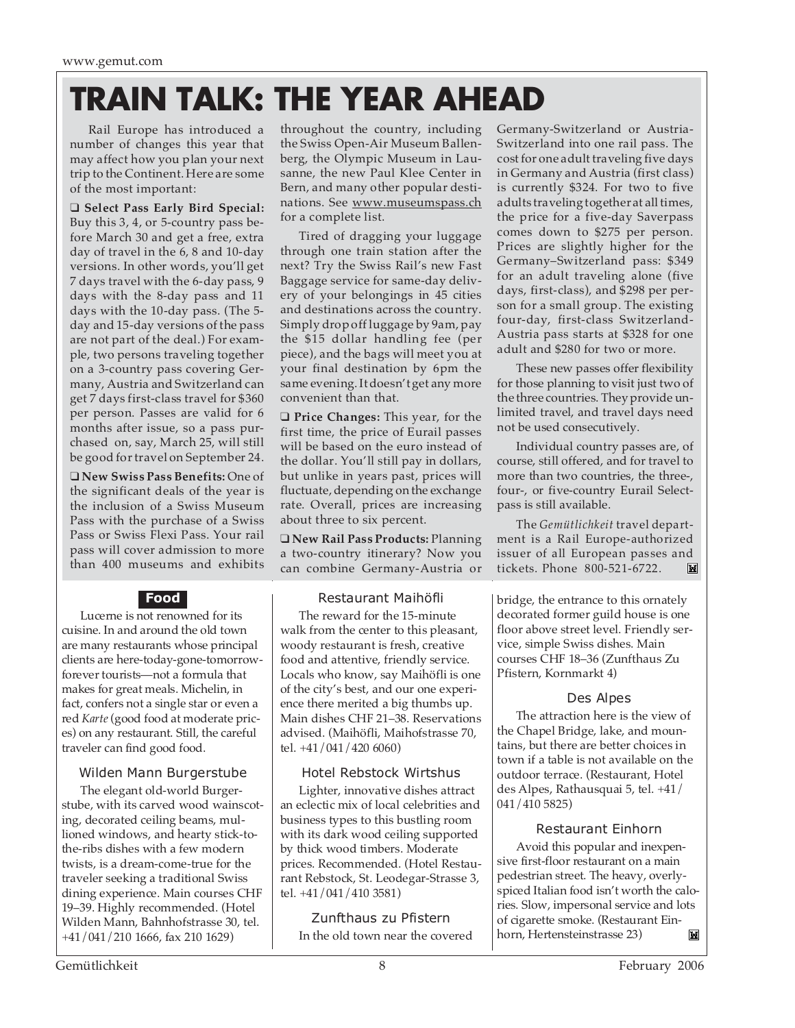# TRAIN TALK: THE YEAR AHEAD

Rail Europe has introduced a number of changes this year that may affect how you plan your next trip to the Continent. Here are some of the most important:

❑ **Select Pass Early Bird Special:** Buy this 3, 4, or 5-country pass before March 30 and get a free, extra day of travel in the 6, 8 and 10-day versions. In other words, you'll get 7 days travel with the 6-day pass, 9 days with the 8-day pass and 11 days with the 10-day pass. (The 5-day and 15-day versions of the pass are not part of the deal.) For example, two persons traveling together on a 3-country pass covering Germany, Austria and Switzerland can get 7 days first-class travel for $360 per person. Passes are valid for 6 months after issue, so a pass purchased on, say, March 25, will still be good for travel on September 24.

❑ **New Swiss Pass Benefits:** One of the significant deals of the year is the inclusion of a Swiss Museum Pass with the purchase of a Swiss Pass or Swiss Flexi Pass. Your rail pass will cover admission to more than 400 museums and exhibits throughout the country, including the Swiss Open-Air Museum Ballenberg, the Olympic Museum in Lausanne, the new Paul Klee Center in Bern, and many other popular destinations. See www.museumspass.ch for a complete list.

Tired of dragging your luggage through one train station after the next? Try the Swiss Rail's new Fast Baggage service for same-day delivery of your belongings in 45 cities and destinations across the country. Simply drop off luggage by 9am, pay the $15 dollar handling fee (per piece), and the bags will meet you at your final destination by 6pm the same evening. It doesn't get any more convenient than that.

❑ **Price Changes:** This year, for the first time, the price of Eurail passes will be based on the euro instead of the dollar. You'll still pay in dollars, but unlike in years past, prices will fluctuate, depending on the exchange rate. Overall, prices are increasing about three to six percent.

❑ **New Rail Pass Products:** Planning a two-country itinerary? Now you can combine Germany-Austria or Germany-Switzerland or Austria-Switzerland into one rail pass. The cost for one adult traveling five days in Germany and Austria (first class) is currently $324. For two to five adults traveling together at all times, the price for a five-day Saverpass comes down to $275 per person. Prices are slightly higher for the Germany–Switzerland pass: $349 for an adult traveling alone (five days, first-class), and $298 per person for a small group. The existing four-day, first-class Switzerland-Austria pass starts at $328 for one adult and $280 for two or more.

These new passes offer flexibility for those planning to visit just two of the three countries. They provide unlimited travel, and travel days need not be used consecutively.

Individual country passes are, of course, still offered, and for travel to more than two countries, the three-, four-, or five-country Eurail Selectpass is still available.

The *Gemütlichkeit* travel department is a Rail Europe-authorized issuer of all European passes and tickets. Phone 800-521-6722.

## Food

Lucerne is not renowned for its cuisine. In and around the old town are many restaurants whose principal clients are here-today-gone-tomorrow-forever tourists—not a formula that makes for great meals. Michelin, in fact, confers not a single star or even a red *Karte* (good food at moderate prices) on any restaurant. Still, the careful traveler can find good food.

### Wilden Mann Burgerstube

The elegant old-world Burgerstube, with its carved wood wainscoting, decorated ceiling beams, mullioned windows, and hearty stick-to-the-ribs dishes with a few modern twists, is a dream-come-true for the traveler seeking a traditional Swiss dining experience. Main courses CHF 19–39. Highly recommended. (Hotel Wilden Mann, Bahnhofstrasse 30, tel. +41/041/210 1666, fax 210 1629)

### Restaurant Maihöfli

The reward for the 15-minute walk from the center to this pleasant, woody restaurant is fresh, creative food and attentive, friendly service. Locals who know, say Maihöfli is one of the city's best, and our one experience there merited a big thumbs up. Main dishes CHF 21–38. Reservations advised. (Maihöfli, Maihofstrasse 70, tel. +41/041/420 6060)

### Hotel Rebstock Wirtshus

Lighter, innovative dishes attract an eclectic mix of local celebrities and business types to this bustling room with its dark wood ceiling supported by thick wood timbers. Moderate prices. Recommended. (Hotel Restaurant Rebstock, St. Leodegar-Strasse 3, tel. +41/041/410 3581)

### Zunfthaus zu Pfistern

In the old town near the covered bridge, the entrance to this ornately decorated former guild house is one floor above street level. Friendly service, simple Swiss dishes. Main courses CHF 18–36 (Zunfthaus Zu Pfistern, Kornmarkt 4)

### Des Alpes

The attraction here is the view of the Chapel Bridge, lake, and mountains, but there are better choices in town if a table is not available on the outdoor terrace. (Restaurant, Hotel des Alpes, Rathausquai 5, tel. +41/041/410 5825)

### Restaurant Einhorn

Avoid this popular and inexpensive first-floor restaurant on a main pedestrian street. The heavy, overly-spiced Italian food isn't worth the calories. Slow, impersonal service and lots of cigarette smoke. (Restaurant Einhorn, Hertensteinstrasse 23)